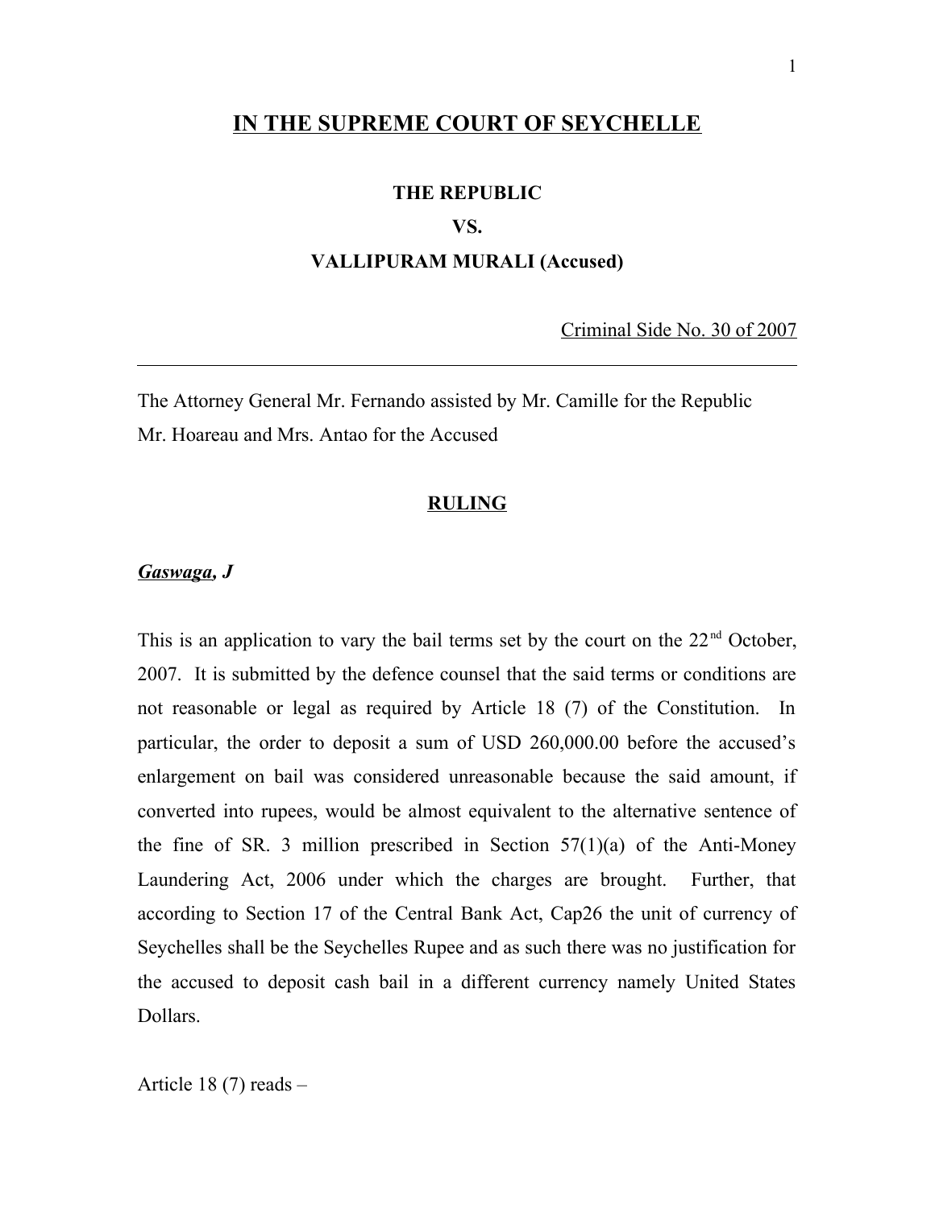# IN THE SUPREME COURT OF SEYCHELLE

**THE REPUBLIC**

**VS.**

**VALLIPURAM MURALI (Accused)**

Criminal Side No. 30 of 2007

---

The Attorney General Mr. Fernando assisted by Mr. Camille for the Republic
Mr. Hoareau and Mrs. Antao for the Accused

## RULING

***Gaswaga*, J**

This is an application to vary the bail terms set by the court on the 22nd October, 2007. It is submitted by the defence counsel that the said terms or conditions are not reasonable or legal as required by Article 18 (7) of the Constitution. In particular, the order to deposit a sum of USD 260,000.00 before the accused's enlargement on bail was considered unreasonable because the said amount, if converted into rupees, would be almost equivalent to the alternative sentence of the fine of SR. 3 million prescribed in Section 57(1)(a) of the Anti-Money Laundering Act, 2006 under which the charges are brought. Further, that according to Section 17 of the Central Bank Act, Cap26 the unit of currency of Seychelles shall be the Seychelles Rupee and as such there was no justification for the accused to deposit cash bail in a different currency namely United States Dollars.

Article 18 (7) reads –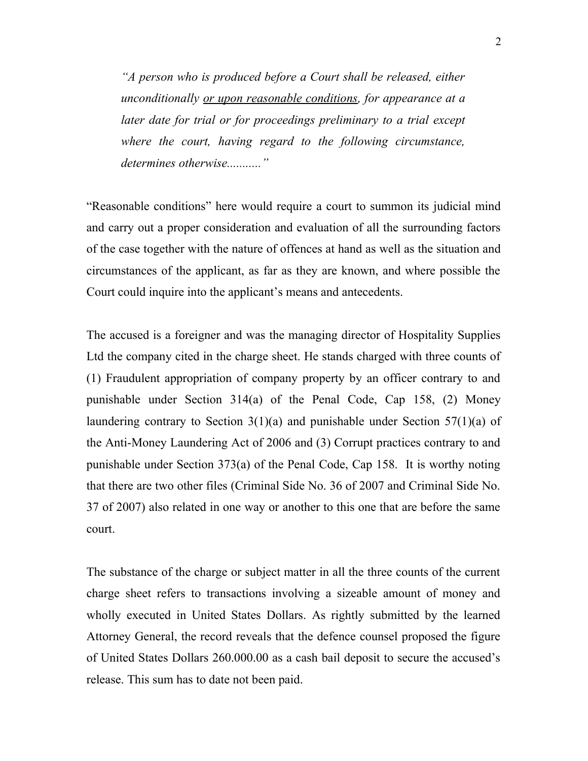> *"A person who is produced before a Court shall be released, either unconditionally <u>or upon reasonable conditions</u>, for appearance at a later date for trial or for proceedings preliminary to a trial except where the court, having regard to the following circumstance, determines otherwise..........."*

"Reasonable conditions" here would require a court to summon its judicial mind and carry out a proper consideration and evaluation of all the surrounding factors of the case together with the nature of offences at hand as well as the situation and circumstances of the applicant, as far as they are known, and where possible the Court could inquire into the applicant's means and antecedents.

The accused is a foreigner and was the managing director of Hospitality Supplies Ltd the company cited in the charge sheet. He stands charged with three counts of (1) Fraudulent appropriation of company property by an officer contrary to and punishable under Section 314(a) of the Penal Code, Cap 158, (2) Money laundering contrary to Section 3(1)(a) and punishable under Section 57(1)(a) of the Anti-Money Laundering Act of 2006 and (3) Corrupt practices contrary to and punishable under Section 373(a) of the Penal Code, Cap 158. It is worthy noting that there are two other files (Criminal Side No. 36 of 2007 and Criminal Side No. 37 of 2007) also related in one way or another to this one that are before the same court.

The substance of the charge or subject matter in all the three counts of the current charge sheet refers to transactions involving a sizeable amount of money and wholly executed in United States Dollars. As rightly submitted by the learned Attorney General, the record reveals that the defence counsel proposed the figure of United States Dollars 260.000.00 as a cash bail deposit to secure the accused's release. This sum has to date not been paid.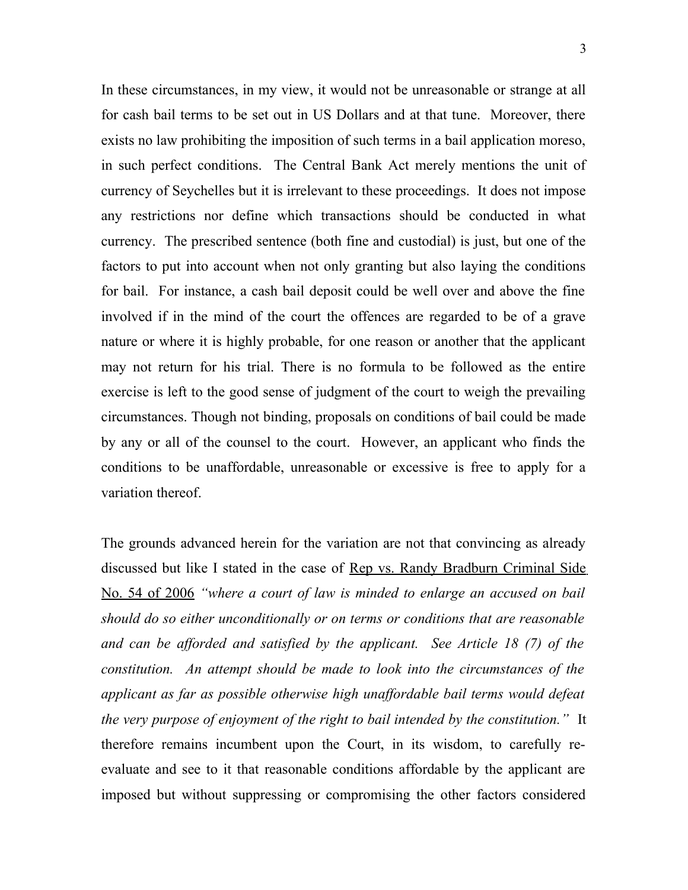In these circumstances, in my view, it would not be unreasonable or strange at all for cash bail terms to be set out in US Dollars and at that tune. Moreover, there exists no law prohibiting the imposition of such terms in a bail application moreso, in such perfect conditions. The Central Bank Act merely mentions the unit of currency of Seychelles but it is irrelevant to these proceedings. It does not impose any restrictions nor define which transactions should be conducted in what currency. The prescribed sentence (both fine and custodial) is just, but one of the factors to put into account when not only granting but also laying the conditions for bail. For instance, a cash bail deposit could be well over and above the fine involved if in the mind of the court the offences are regarded to be of a grave nature or where it is highly probable, for one reason or another that the applicant may not return for his trial. There is no formula to be followed as the entire exercise is left to the good sense of judgment of the court to weigh the prevailing circumstances. Though not binding, proposals on conditions of bail could be made by any or all of the counsel to the court. However, an applicant who finds the conditions to be unaffordable, unreasonable or excessive is free to apply for a variation thereof.

The grounds advanced herein for the variation are not that convincing as already discussed but like I stated in the case of <u>Rep vs. Randy Bradburn Criminal Side No. 54 of 2006</u> *"where a court of law is minded to enlarge an accused on bail should do so either unconditionally or on terms or conditions that are reasonable and can be afforded and satisfied by the applicant. See Article 18 (7) of the constitution. An attempt should be made to look into the circumstances of the applicant as far as possible otherwise high unaffordable bail terms would defeat the very purpose of enjoyment of the right to bail intended by the constitution."* It therefore remains incumbent upon the Court, in its wisdom, to carefully re-evaluate and see to it that reasonable conditions affordable by the applicant are imposed but without suppressing or compromising the other factors considered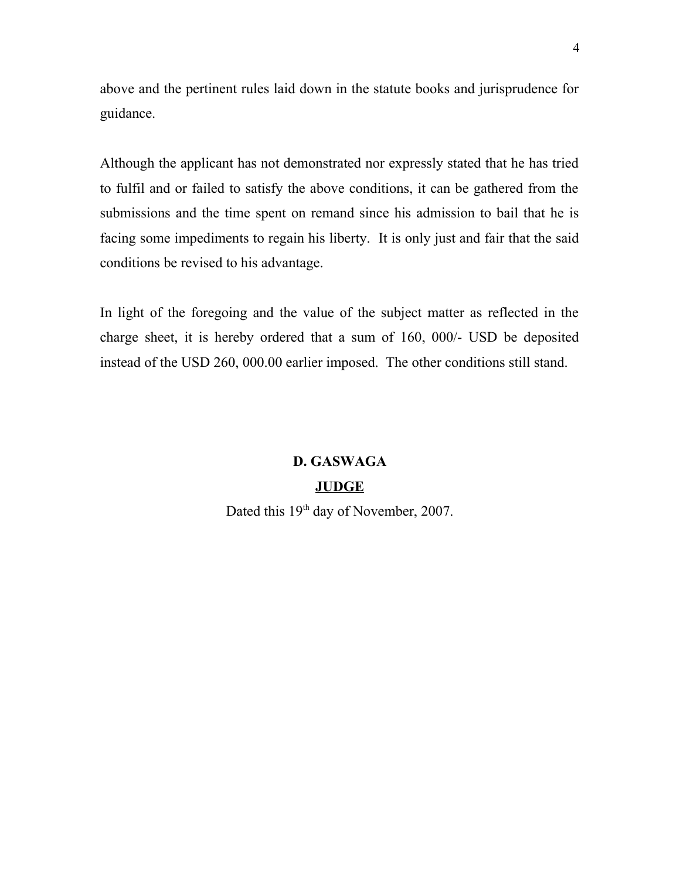above and the pertinent rules laid down in the statute books and jurisprudence for guidance.

Although the applicant has not demonstrated nor expressly stated that he has tried to fulfil and or failed to satisfy the above conditions, it can be gathered from the submissions and the time spent on remand since his admission to bail that he is facing some impediments to regain his liberty. It is only just and fair that the said conditions be revised to his advantage.

In light of the foregoing and the value of the subject matter as reflected in the charge sheet, it is hereby ordered that a sum of 160, 000/- USD be deposited instead of the USD 260, 000.00 earlier imposed. The other conditions still stand.

**D. GASWAGA**

**JUDGE**

Dated this 19th day of November, 2007.